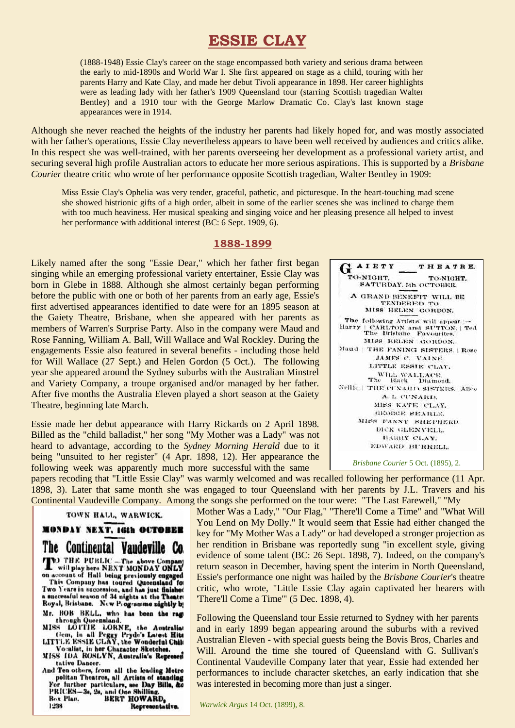# ESSIE CLAY

(1888-1948) Essie Clay's career on the stage encompassed both variety and serious drama between the early to mid-1890s and World War I. She first appeared on stage as a child, touring with her parents Harry and Kate Clay, and made her debut Tivoli appearance in 1898. Her career highlights were as leading lady with her father's 1909 Queensland tour (starring Scottish tragedian Walter Bentley) and a 1910 tour with the George Marlow Dramatic Co. Clay's last known stage appearances were in 1914.

Although she never reached the heights of the industry her parents had likely hoped for, and was mostly associated with her father's operations, Essie Clay nevertheless appears to have been well received by audiences and critics alike. In this respect she was well-trained, with her parents overseeing her development as a professional variety artist, and securing several high profile Australian actors to educate her more serious aspirations. This is supported by a *Brisbane Courier* theatre critic who wrote of her performance opposite Scottish tragedian, Walter Bentley in 1909:

> Miss Essie Clay's Ophelia was very tender, graceful, pathetic, and picturesque. In the heart-touching mad scene she showed histrionic gifts of a high order, albeit in some of the earlier scenes she was inclined to charge them with too much heaviness. Her musical speaking and singing voice and her pleasing presence all helped to invest her performance with additional interest (BC: 6 Sept. 1909, 6).

## 1888-1899

Likely named after the song "Essie Dear," which her father first began singing while an emerging professional variety entertainer, Essie Clay was born in Glebe in 1888. Although she almost certainly began performing before the public with one or both of her parents from an early age, Essie's first advertised appearances identified to date were for an 1895 season at the Gaiety Theatre, Brisbane, when she appeared with her parents as members of Warren's Surprise Party. Also in the company were Maud and Rose Fanning, William A. Ball, Will Wallace and Wal Rockley. During the engagements Essie also featured in several benefits - including those held for Will Wallace (27 Sept.) and Helen Gordon (5 Oct.). The following year she appeared around the Sydney suburbs with the Australian Minstrel and Variety Company, a troupe organised and/or managed by her father. After five months the Australia Eleven played a short season at the Gaiety Theatre, beginning late March.

GAIETY THEATRE.
TO-NIGHT. TO-NIGHT.
SATURDAY, 5th OCTOBER.
A GRAND BENEFIT WILL BE TENDERED TO MISS HELEN GORDON.
The following Artists will appear :—
Harry | CARLTON and SUTTON, | Ted
The Brisbane Favourites.
MISS HELEN GORDON.
Maud | THE FANING SISTERS. | Rose
JAMES C. VAINE.
LITTLE ESSIE CLAY.
WILL WALLACE.
The Black Diamond.
Nellie | THE CUNARD SISTERS. | Alice
A. L. CUNARD.
MISS KATE CLAY.
GEORGE SEARLE.
MISS FANNY SHEPHERD.
DICK GLENVELL.
HARRY CLAY.
EDWARD BURRELL.

*Brisbane Courier* 5 Oct. (1895), 2.

Essie made her debut appearance with Harry Rickards on 2 April 1898. Billed as the "child balladist," her song "My Mother was a Lady" was not heard to advantage, according to the *Sydney Morning Herald* due to it being "unsuited to her register" (4 Apr. 1898, 12). Her appearance the following week was apparently much more successful with the same papers recoding that "Little Essie Clay" was warmly welcomed and was recalled following her performance (11 Apr. 1898, 3). Later that same month she was engaged to tour Queensland with her parents by J.L. Travers and his Continental Vaudeville Company. Among the songs she performed on the tour were: "The Last Farewell," "My Mother Was a Lady," "Our Flag," "There'll Come a Time" and "What Will You Lend on My Dolly." It would seem that Essie had either changed the key for "My Mother Was a Lady" or had developed a stronger projection as her rendition in Brisbane was reportedly sung "in excellent style, giving evidence of some talent (BC: 26 Sept. 1898, 7). Indeed, on the company's return season in December, having spent the interim in North Queensland, Essie's performance one night was hailed by the *Brisbane Courier*'s theatre critic, who wrote, "Little Essie Clay again captivated her hearers with 'There'll Come a Time'" (5 Dec. 1898, 4).

TOWN HALL, WARWICK.
MONDAY NEXT, 16th OCTOBER
The Continental Vaudeville Co.
TO THE PUBLIC.—The above Company will play here NEXT MONDAY ONLY on account of Hall being previously engaged. This Company has toured Queensland for Two Years in succession, and has just finished a successful season of 34 nights at the Theatre Royal, Brisbane. New Programme nightly by
Mr. BOB BELL, who has been the rage through Queensland.
MISS LOTTIE LORNE, the Australian Gem, in all Peggy Pryde's Latest Hits
LITTLE ESSIE CLAY, the Wonderful Child Vocalist, in her Character Sketches.
MISS IDA ROSLYN, Australia's Representative Dancer.
And Ten others, from all the leading Metropolitan Theatres, all Artists of standing
For further particulars, see Day Bills, &c
PRICES—3s, 2s, and One Shilling.
Box Plan. BERT HOWARD, Representative.
1238

*Warwick Argus* 14 Oct. (1899), 8.

Following the Queensland tour Essie returned to Sydney with her parents and in early 1899 began appearing around the suburbs with a revived Australian Eleven - with special guests being the Bovis Bros, Charles and Will. Around the time she toured of Queensland with G. Sullivan's Continental Vaudeville Company later that year, Essie had extended her performances to include character sketches, an early indication that she was interested in becoming more than just a singer.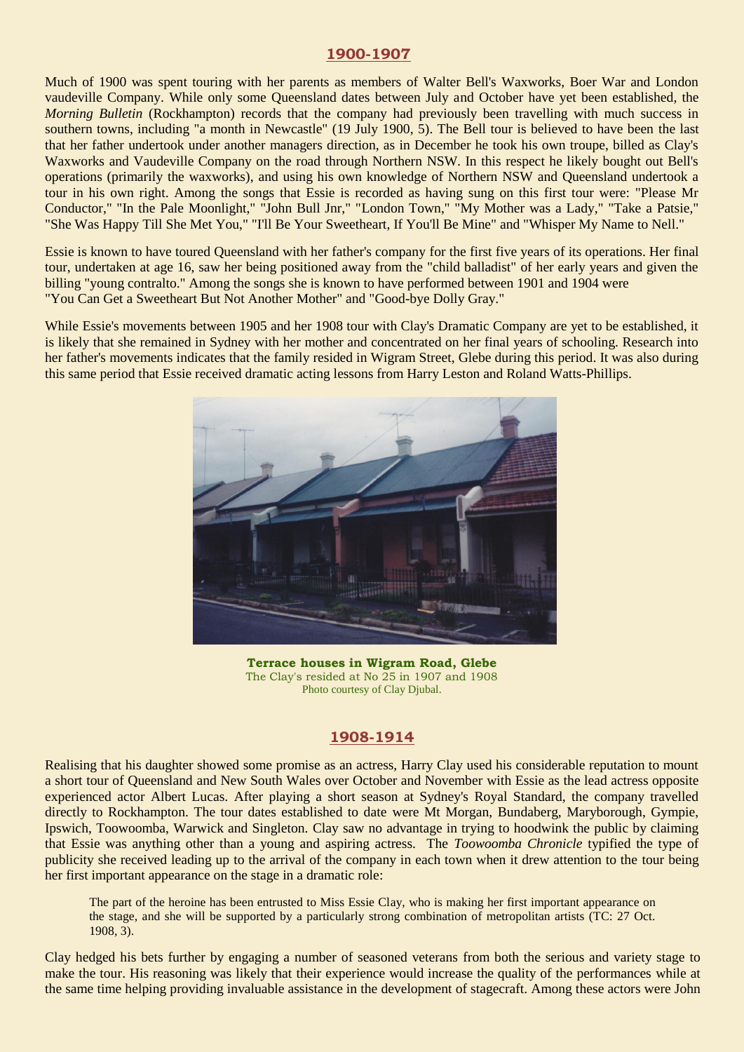## 1900-1907

Much of 1900 was spent touring with her parents as members of Walter Bell's Waxworks, Boer War and London vaudeville Company. While only some Queensland dates between July and October have yet been established, the *Morning Bulletin* (Rockhampton) records that the company had previously been travelling with much success in southern towns, including "a month in Newcastle" (19 July 1900, 5). The Bell tour is believed to have been the last that her father undertook under another managers direction, as in December he took his own troupe, billed as Clay's Waxworks and Vaudeville Company on the road through Northern NSW. In this respect he likely bought out Bell's operations (primarily the waxworks), and using his own knowledge of Northern NSW and Queensland undertook a tour in his own right. Among the songs that Essie is recorded as having sung on this first tour were: "Please Mr Conductor," "In the Pale Moonlight," "John Bull Jnr," "London Town," "My Mother was a Lady," "Take a Patsie," "She Was Happy Till She Met You," "I'll Be Your Sweetheart, If You'll Be Mine" and "Whisper My Name to Nell."

Essie is known to have toured Queensland with her father's company for the first five years of its operations. Her final tour, undertaken at age 16, saw her being positioned away from the "child balladist" of her early years and given the billing "young contralto." Among the songs she is known to have performed between 1901 and 1904 were "You Can Get a Sweetheart But Not Another Mother" and "Good-bye Dolly Gray."

While Essie's movements between 1905 and her 1908 tour with Clay's Dramatic Company are yet to be established, it is likely that she remained in Sydney with her mother and concentrated on her final years of schooling. Research into her father's movements indicates that the family resided in Wigram Street, Glebe during this period. It was also during this same period that Essie received dramatic acting lessons from Harry Leston and Roland Watts-Phillips.

**Terrace houses in Wigram Road, Glebe**
The Clay's resided at No 25 in 1907 and 1908
Photo courtesy of Clay Djubal.

## 1908-1914

Realising that his daughter showed some promise as an actress, Harry Clay used his considerable reputation to mount a short tour of Queensland and New South Wales over October and November with Essie as the lead actress opposite experienced actor Albert Lucas. After playing a short season at Sydney's Royal Standard, the company travelled directly to Rockhampton. The tour dates established to date were Mt Morgan, Bundaberg, Maryborough, Gympie, Ipswich, Toowoomba, Warwick and Singleton. Clay saw no advantage in trying to hoodwink the public by claiming that Essie was anything other than a young and aspiring actress. The *Toowoomba Chronicle* typified the type of publicity she received leading up to the arrival of the company in each town when it drew attention to the tour being her first important appearance on the stage in a dramatic role:

> The part of the heroine has been entrusted to Miss Essie Clay, who is making her first important appearance on the stage, and she will be supported by a particularly strong combination of metropolitan artists (TC: 27 Oct. 1908, 3).

Clay hedged his bets further by engaging a number of seasoned veterans from both the serious and variety stage to make the tour. His reasoning was likely that their experience would increase the quality of the performances while at the same time helping providing invaluable assistance in the development of stagecraft. Among these actors were John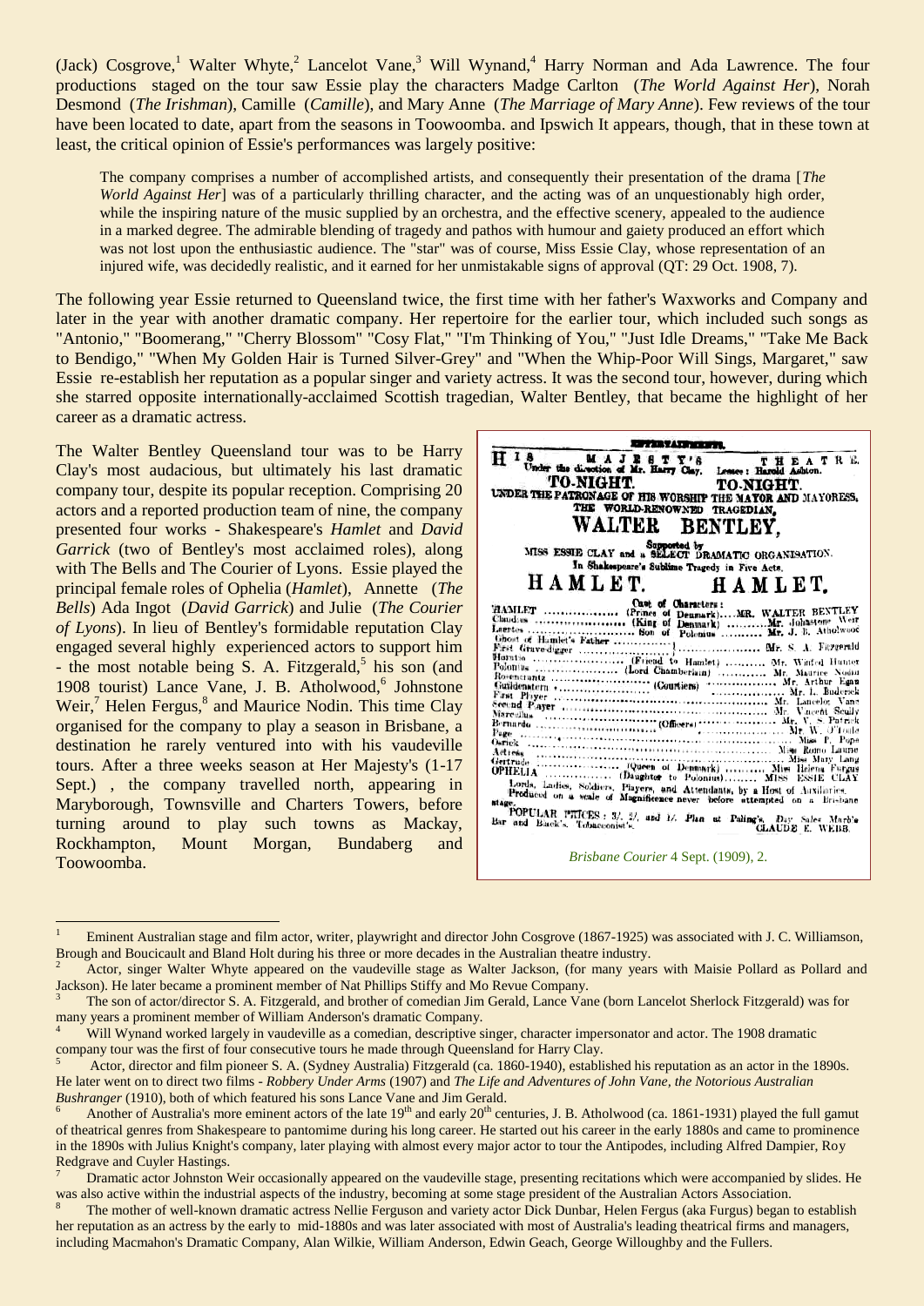(Jack) Cosgrove,[1] Walter Whyte,[2] Lancelot Vane,[3] Will Wynand,[4] Harry Norman and Ada Lawrence. The four productions staged on the tour saw Essie play the characters Madge Carlton (*The World Against Her*), Norah Desmond (*The Irishman*), Camille (*Camille*), and Mary Anne (*The Marriage of Mary Anne*). Few reviews of the tour have been located to date, apart from the seasons in Toowoomba. and Ipswich It appears, though, that in these town at least, the critical opinion of Essie's performances was largely positive:

> The company comprises a number of accomplished artists, and consequently their presentation of the drama [*The World Against Her*] was of a particularly thrilling character, and the acting was of an unquestionably high order, while the inspiring nature of the music supplied by an orchestra, and the effective scenery, appealed to the audience in a marked degree. The admirable blending of tragedy and pathos with humour and gaiety produced an effort which was not lost upon the enthusiastic audience. The "star" was of course, Miss Essie Clay, whose representation of an injured wife, was decidedly realistic, and it earned for her unmistakable signs of approval (QT: 29 Oct. 1908, 7).

The following year Essie returned to Queensland twice, the first time with her father's Waxworks and Company and later in the year with another dramatic company. Her repertoire for the earlier tour, which included such songs as "Antonio," "Boomerang," "Cherry Blossom" "Cosy Flat," "I'm Thinking of You," "Just Idle Dreams," "Take Me Back to Bendigo," "When My Golden Hair is Turned Silver-Grey" and "When the Whip-Poor Will Sings, Margaret," saw Essie re-establish her reputation as a popular singer and variety actress. It was the second tour, however, during which she starred opposite internationally-acclaimed Scottish tragedian, Walter Bentley, that became the highlight of her career as a dramatic actress.

The Walter Bentley Queensland tour was to be Harry Clay's most audacious, but ultimately his last dramatic company tour, despite its popular reception. Comprising 20 actors and a reported production team of nine, the company presented four works - Shakespeare's *Hamlet* and *David Garrick* (two of Bentley's most acclaimed roles), along with The Bells and The Courier of Lyons. Essie played the principal female roles of Ophelia (*Hamlet*), Annette (*The Bells*) Ada Ingot (*David Garrick*) and Julie (*The Courier of Lyons*). In lieu of Bentley's formidable reputation Clay engaged several highly experienced actors to support him - the most notable being S. A. Fitzgerald,[5] his son (and 1908 tourist) Lance Vane, J. B. Atholwood,[6] Johnstone Weir,[7] Helen Fergus,[8] and Maurice Nodin. This time Clay organised for the company to play a season in Brisbane, a destination he rarely ventured into with his vaudeville tours. After a three weeks season at Her Majesty's (1-17 Sept.) , the company travelled north, appearing in Maryborough, Townsville and Charters Towers, before turning around to play such towns as Mackay, Rockhampton, Mount Morgan, Bundaberg and Toowoomba.

ENTERTAINMENTS.

HIS MAJESTY'S THEATRE.
Under the direction of Mr. Harry Clay. Lessee: Harold Ashton.

TO-NIGHT. TO-NIGHT.

UNDER THE PATRONAGE OF HIS WORSHIP THE MAYOR AND MAYORESS,
THE WORLD-RENOWNED TRAGEDIAN,

WALTER BENTLEY,

Supported by
MISS ESSIE CLAY and a SELECT DRAMATIC ORGANISATION.
In Shakespeare's Sublime Tragedy in Five Acts,

HAMLET. HAMLET.

Cast of Characters:
HAMLET .................. (Prince of Denmark).... MR. WALTER BENTLEY
Claudius .................. (King of Denmark) .......... Mr. Johnstone Weir
Laertes .................. Son of Polonius .......... Mr. J. B. Atholwood
Ghost of Hamlet's Father / First Grave-digger .................. Mr. S. A. Fitzgerald
Horatio .................. (Friend to Hamlet) .......... Mr. Winfrd Hunter
Polonius .................. (Lord Chamberlain) .......... Mr. Maurice Nodin
Rosencrantz / Guildenstern .................. (Courtiers) .......... Mr. Arthur Egan / Mr. L. Bodereck
First Player .................. Mr. Lancelot Vane
Second Player .................. Mr. Vincent Scully
Marcellus / Bernardo .................. (Officers) .......... Mr. V. S. Patrick / Mr. W. O'Toole
Page .................. Miss P. Pope
Osrick .................. Miss Roma Laurne
Actress .................. Miss Mary Lang
Gertrude .................. (Queen of Denmark) .......... Miss Helena Furgus
OPHELIA .................. (Daughter to Polonius) ........ MISS ESSIE CLAY
Lords, Ladies, Soldiers, Players, and Attendants, by a Host of Auxiliaries.
Produced on a scale of Magnificence never before attempted on a Brisbane stage.
POPULAR PRICES: 3/, 2/, and 1/. Plan at Paling's. Day Sales Marble Bar and Black's, Tobacconist's.
CLAUDE E. WEBB.

*Brisbane Courier* 4 Sept. (1909), 2.

---

[1] Eminent Australian stage and film actor, writer, playwright and director John Cosgrove (1867-1925) was associated with J. C. Williamson, Brough and Boucicault and Bland Holt during his three or more decades in the Australian theatre industry.

[2] Actor, singer Walter Whyte appeared on the vaudeville stage as Walter Jackson, (for many years with Maisie Pollard as Pollard and Jackson). He later became a prominent member of Nat Phillips Stiffy and Mo Revue Company.

[3] The son of actor/director S. A. Fitzgerald, and brother of comedian Jim Gerald, Lance Vane (born Lancelot Sherlock Fitzgerald) was for many years a prominent member of William Anderson's dramatic Company.

[4] Will Wynand worked largely in vaudeville as a comedian, descriptive singer, character impersonator and actor. The 1908 dramatic company tour was the first of four consecutive tours he made through Queensland for Harry Clay.

[5] Actor, director and film pioneer S. A. (Sydney Australia) Fitzgerald (ca. 1860-1940), established his reputation as an actor in the 1890s. He later went on to direct two films - *Robbery Under Arms* (1907) and *The Life and Adventures of John Vane, the Notorious Australian Bushranger* (1910), both of which featured his sons Lance Vane and Jim Gerald.

[6] Another of Australia's more eminent actors of the late 19th and early 20th centuries, J. B. Atholwood (ca. 1861-1931) played the full gamut of theatrical genres from Shakespeare to pantomime during his long career. He started out his career in the early 1880s and came to prominence in the 1890s with Julius Knight's company, later playing with almost every major actor to tour the Antipodes, including Alfred Dampier, Roy Redgrave and Cuyler Hastings.

[7] Dramatic actor Johnston Weir occasionally appeared on the vaudeville stage, presenting recitations which were accompanied by slides. He was also active within the industrial aspects of the industry, becoming at some stage president of the Australian Actors Association.

[8] The mother of well-known dramatic actress Nellie Ferguson and variety actor Dick Dunbar, Helen Fergus (aka Furgus) began to establish her reputation as an actress by the early to mid-1880s and was later associated with most of Australia's leading theatrical firms and managers, including Macmahon's Dramatic Company, Alan Wilkie, William Anderson, Edwin Geach, George Willoughby and the Fullers.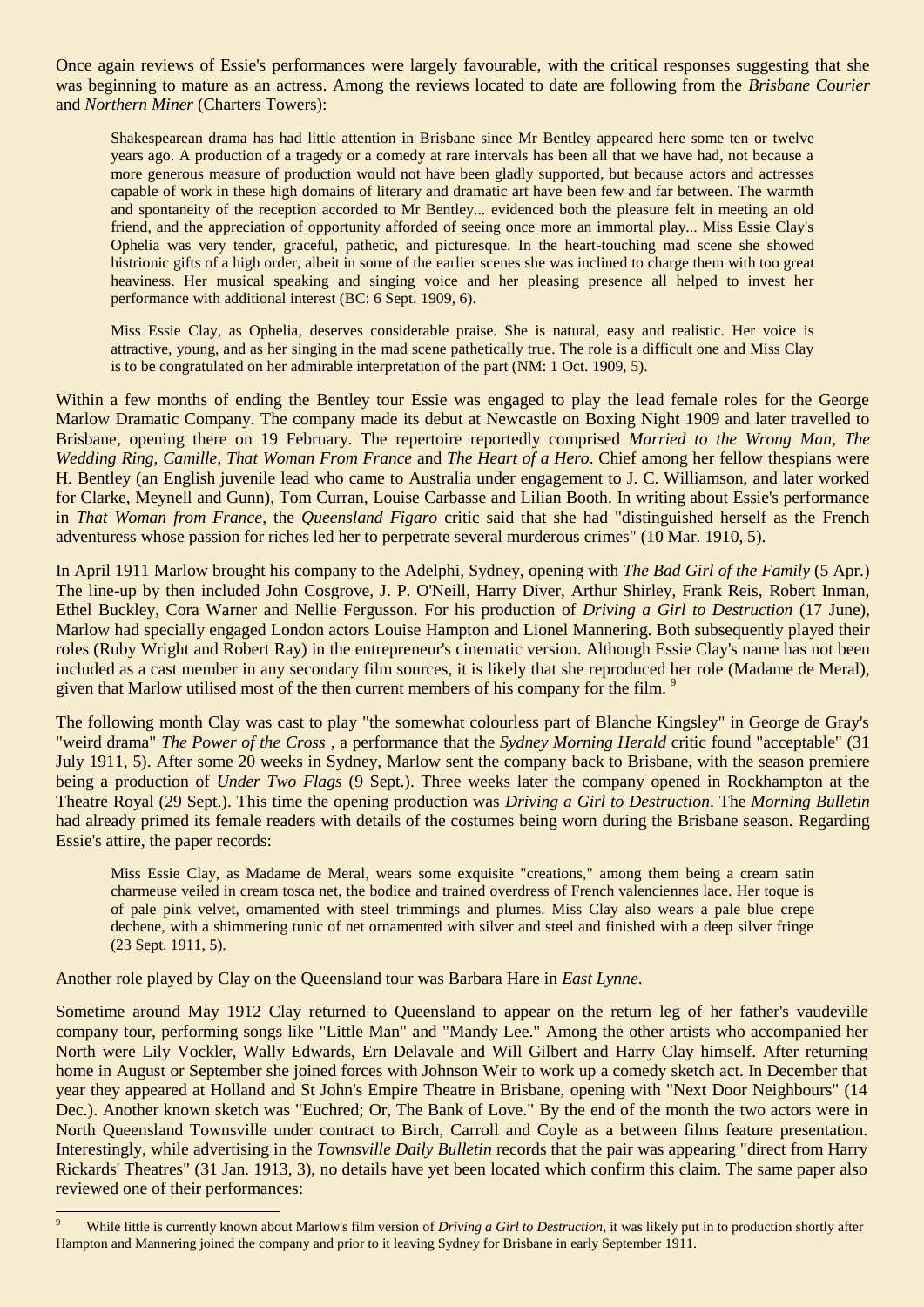Once again reviews of Essie's performances were largely favourable, with the critical responses suggesting that she was beginning to mature as an actress. Among the reviews located to date are following from the *Brisbane Courier* and *Northern Miner* (Charters Towers):

> Shakespearean drama has had little attention in Brisbane since Mr Bentley appeared here some ten or twelve years ago. A production of a tragedy or a comedy at rare intervals has been all that we have had, not because a more generous measure of production would not have been gladly supported, but because actors and actresses capable of work in these high domains of literary and dramatic art have been few and far between. The warmth and spontaneity of the reception accorded to Mr Bentley... evidenced both the pleasure felt in meeting an old friend, and the appreciation of opportunity afforded of seeing once more an immortal play... Miss Essie Clay's Ophelia was very tender, graceful, pathetic, and picturesque. In the heart-touching mad scene she showed histrionic gifts of a high order, albeit in some of the earlier scenes she was inclined to charge them with too great heaviness. Her musical speaking and singing voice and her pleasing presence all helped to invest her performance with additional interest (BC: 6 Sept. 1909, 6).

> Miss Essie Clay, as Ophelia, deserves considerable praise. She is natural, easy and realistic. Her voice is attractive, young, and as her singing in the mad scene pathetically true. The role is a difficult one and Miss Clay is to be congratulated on her admirable interpretation of the part (NM: 1 Oct. 1909, 5).

Within a few months of ending the Bentley tour Essie was engaged to play the lead female roles for the George Marlow Dramatic Company. The company made its debut at Newcastle on Boxing Night 1909 and later travelled to Brisbane, opening there on 19 February. The repertoire reportedly comprised *Married to the Wrong Man*, *The Wedding Ring*, *Camille*, *That Woman From France* and *The Heart of a Hero*. Chief among her fellow thespians were H. Bentley (an English juvenile lead who came to Australia under engagement to J. C. Williamson, and later worked for Clarke, Meynell and Gunn), Tom Curran, Louise Carbasse and Lilian Booth. In writing about Essie's performance in *That Woman from France*, the *Queensland Figaro* critic said that she had "distinguished herself as the French adventuress whose passion for riches led her to perpetrate several murderous crimes" (10 Mar. 1910, 5).

In April 1911 Marlow brought his company to the Adelphi, Sydney, opening with *The Bad Girl of the Family* (5 Apr.) The line-up by then included John Cosgrove, J. P. O'Neill, Harry Diver, Arthur Shirley, Frank Reis, Robert Inman, Ethel Buckley, Cora Warner and Nellie Fergusson. For his production of *Driving a Girl to Destruction* (17 June), Marlow had specially engaged London actors Louise Hampton and Lionel Mannering. Both subsequently played their roles (Ruby Wright and Robert Ray) in the entrepreneur's cinematic version. Although Essie Clay's name has not been included as a cast member in any secondary film sources, it is likely that she reproduced her role (Madame de Meral), given that Marlow utilised most of the then current members of his company for the film. [9]

The following month Clay was cast to play "the somewhat colourless part of Blanche Kingsley" in George de Gray's "weird drama" *The Power of the Cross* , a performance that the *Sydney Morning Herald* critic found "acceptable" (31 July 1911, 5). After some 20 weeks in Sydney, Marlow sent the company back to Brisbane, with the season premiere being a production of *Under Two Flags* (9 Sept.). Three weeks later the company opened in Rockhampton at the Theatre Royal (29 Sept.). This time the opening production was *Driving a Girl to Destruction*. The *Morning Bulletin* had already primed its female readers with details of the costumes being worn during the Brisbane season. Regarding Essie's attire, the paper records:

> Miss Essie Clay, as Madame de Meral, wears some exquisite "creations," among them being a cream satin charmeuse veiled in cream tosca net, the bodice and trained overdress of French valenciennes lace. Her toque is of pale pink velvet, ornamented with steel trimmings and plumes. Miss Clay also wears a pale blue crepe dechene, with a shimmering tunic of net ornamented with silver and steel and finished with a deep silver fringe (23 Sept. 1911, 5).

Another role played by Clay on the Queensland tour was Barbara Hare in *East Lynne*.

Sometime around May 1912 Clay returned to Queensland to appear on the return leg of her father's vaudeville company tour, performing songs like "Little Man" and "Mandy Lee." Among the other artists who accompanied her North were Lily Vockler, Wally Edwards, Ern Delavale and Will Gilbert and Harry Clay himself. After returning home in August or September she joined forces with Johnson Weir to work up a comedy sketch act. In December that year they appeared at Holland and St John's Empire Theatre in Brisbane, opening with "Next Door Neighbours" (14 Dec.). Another known sketch was "Euchred; Or, The Bank of Love." By the end of the month the two actors were in North Queensland Townsville under contract to Birch, Carroll and Coyle as a between films feature presentation. Interestingly, while advertising in the *Townsville Daily Bulletin* records that the pair was appearing "direct from Harry Rickards' Theatres" (31 Jan. 1913, 3), no details have yet been located which confirm this claim. The same paper also reviewed one of their performances:

---

[9] While little is currently known about Marlow's film version of *Driving a Girl to Destruction*, it was likely put in to production shortly after Hampton and Mannering joined the company and prior to it leaving Sydney for Brisbane in early September 1911.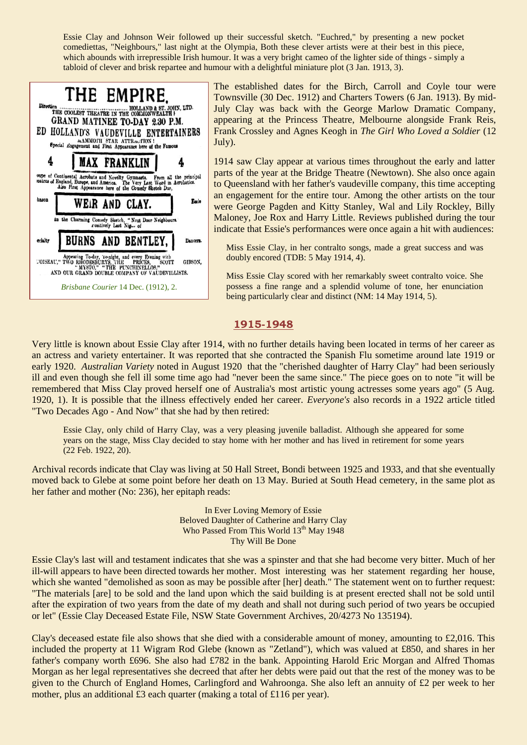Essie Clay and Johnson Weir followed up their successful sketch. "Euchred," by presenting a new pocket comediettas, "Neighbours," last night at the Olympia, Both these clever artists were at their best in this piece, which abounds with irrepressible Irish humour. It was a very bright cameo of the lighter side of things - simply a tabloid of clever and brisk repartee and humour with a delightful miniature plot (3 Jan. 1913, 3).

THE EMPIRE.
Direction .................................... HOLLAND & ST. JOHN, LTD.
THE COOLEST THEATRE IN THE COMMONWEALTH!
GRAND MATINEE TO-DAY 2.30 P.M.
ED HOLLAND'S VAUDEVILLE ENTERTAINERS
MAMMOTH STAR ATTRACTION!
Special Engagement and First Appearance here of the Famous
4 MAX FRANKLIN 4
Troupe of Continental Acrobats and Novelty Gymnasts. From all the principal theatres of England, Europe, and America. The Very Last Word in Acrobatics.
Also First Appearance here of the Comedy Sketch Duo,
Johnson WEIR AND CLAY. Essie
In the Charming Comedy Sketch, "Next Door Neighbours.
Positively Last Night of
Specialty BURNS AND BENTLEY, Dancers.
Appearing To-day, To-night, and every Evening with
L'OISEAU," TWO RHODESBURYS, THE PRICES, SCOTT GIBSON,
"MYSTO," "THE PUNCHINELLOS,"
AND OUR GRAND DOUBLE COMPANY OF VAUDEVILLISTS.

*Brisbane Courier* 14 Dec. (1912), 2.

The established dates for the Birch, Carroll and Coyle tour were Townsville (30 Dec. 1912) and Charters Towers (6 Jan. 1913). By mid-July Clay was back with the George Marlow Dramatic Company, appearing at the Princess Theatre, Melbourne alongside Frank Reis, Frank Crossley and Agnes Keogh in *The Girl Who Loved a Soldier* (12 July).

1914 saw Clay appear at various times throughout the early and latter parts of the year at the Bridge Theatre (Newtown). She also once again to Queensland with her father's vaudeville company, this time accepting an engagement for the entire tour. Among the other artists on the tour were George Pagden and Kitty Stanley, Wal and Lily Rockley, Billy Maloney, Joe Rox and Harry Little. Reviews published during the tour indicate that Essie's performances were once again a hit with audiences:

> Miss Essie Clay, in her contralto songs, made a great success and was doubly encored (TDB: 5 May 1914, 4).
>
> Miss Essie Clay scored with her remarkably sweet contralto voice. She possess a fine range and a splendid volume of tone, her enunciation being particularly clear and distinct (NM: 14 May 1914, 5).

## 1915-1948

Very little is known about Essie Clay after 1914, with no further details having been located in terms of her career as an actress and variety entertainer. It was reported that she contracted the Spanish Flu sometime around late 1919 or early 1920. *Australian Variety* noted in August 1920 that the "cherished daughter of Harry Clay" had been seriously ill and even though she fell ill some time ago had "never been the same since." The piece goes on to note "it will be remembered that Miss Clay proved herself one of Australia's most artistic young actresses some years ago" (5 Aug. 1920, 1). It is possible that the illness effectively ended her career. *Everyone's* also records in a 1922 article titled "Two Decades Ago - And Now" that she had by then retired:

> Essie Clay, only child of Harry Clay, was a very pleasing juvenile balladist. Although she appeared for some years on the stage, Miss Clay decided to stay home with her mother and has lived in retirement for some years (22 Feb. 1922, 20).

Archival records indicate that Clay was living at 50 Hall Street, Bondi between 1925 and 1933, and that she eventually moved back to Glebe at some point before her death on 13 May. Buried at South Head cemetery, in the same plot as her father and mother (No: 236), her epitaph reads:

In Ever Loving Memory of Essie
Beloved Daughter of Catherine and Harry Clay
Who Passed From This World 13th May 1948
Thy Will Be Done

Essie Clay's last will and testament indicates that she was a spinster and that she had become very bitter. Much of her ill-will appears to have been directed towards her mother. Most interesting was her statement regarding her house, which she wanted "demolished as soon as may be possible after [her] death." The statement went on to further request: "The materials [are] to be sold and the land upon which the said building is at present erected shall not be sold until after the expiration of two years from the date of my death and shall not during such period of two years be occupied or let" (Essie Clay Deceased Estate File, NSW State Government Archives, 20/4273 No 135194).

Clay's deceased estate file also shows that she died with a considerable amount of money, amounting to £2,016. This included the property at 11 Wigram Rod Glebe (known as "Zetland"), which was valued at £850, and shares in her father's company worth £696. She also had £782 in the bank. Appointing Harold Eric Morgan and Alfred Thomas Morgan as her legal representatives she decreed that after her debts were paid out that the rest of the money was to be given to the Church of England Homes, Carlingford and Wahroonga. She also left an annuity of £2 per week to her mother, plus an additional £3 each quarter (making a total of £116 per year).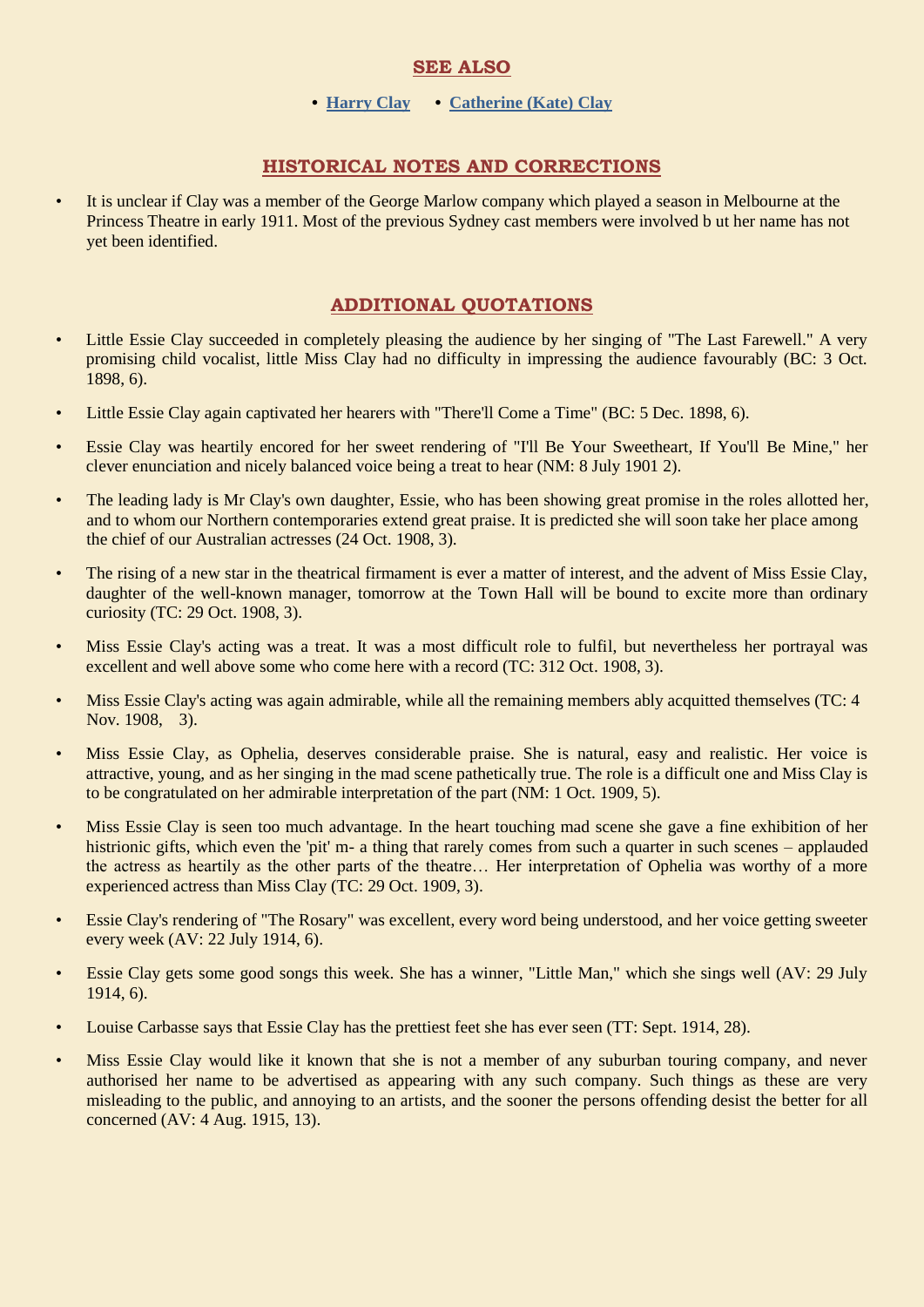## SEE ALSO

- **Harry Clay**
- **Catherine (Kate) Clay**

## HISTORICAL NOTES AND CORRECTIONS

- It is unclear if Clay was a member of the George Marlow company which played a season in Melbourne at the Princess Theatre in early 1911. Most of the previous Sydney cast members were involved b ut her name has not yet been identified.

## ADDITIONAL QUOTATIONS

- Little Essie Clay succeeded in completely pleasing the audience by her singing of "The Last Farewell." A very promising child vocalist, little Miss Clay had no difficulty in impressing the audience favourably (BC: 3 Oct. 1898, 6).
- Little Essie Clay again captivated her hearers with "There'll Come a Time" (BC: 5 Dec. 1898, 6).
- Essie Clay was heartily encored for her sweet rendering of "I'll Be Your Sweetheart, If You'll Be Mine," her clever enunciation and nicely balanced voice being a treat to hear (NM: 8 July 1901 2).
- The leading lady is Mr Clay's own daughter, Essie, who has been showing great promise in the roles allotted her, and to whom our Northern contemporaries extend great praise. It is predicted she will soon take her place among the chief of our Australian actresses (24 Oct. 1908, 3).
- The rising of a new star in the theatrical firmament is ever a matter of interest, and the advent of Miss Essie Clay, daughter of the well-known manager, tomorrow at the Town Hall will be bound to excite more than ordinary curiosity (TC: 29 Oct. 1908, 3).
- Miss Essie Clay's acting was a treat. It was a most difficult role to fulfil, but nevertheless her portrayal was excellent and well above some who come here with a record (TC: 312 Oct. 1908, 3).
- Miss Essie Clay's acting was again admirable, while all the remaining members ably acquitted themselves (TC: 4 Nov. 1908, 3).
- Miss Essie Clay, as Ophelia, deserves considerable praise. She is natural, easy and realistic. Her voice is attractive, young, and as her singing in the mad scene pathetically true. The role is a difficult one and Miss Clay is to be congratulated on her admirable interpretation of the part (NM: 1 Oct. 1909, 5).
- Miss Essie Clay is seen too much advantage. In the heart touching mad scene she gave a fine exhibition of her histrionic gifts, which even the 'pit' m- a thing that rarely comes from such a quarter in such scenes – applauded the actress as heartily as the other parts of the theatre… Her interpretation of Ophelia was worthy of a more experienced actress than Miss Clay (TC: 29 Oct. 1909, 3).
- Essie Clay's rendering of "The Rosary" was excellent, every word being understood, and her voice getting sweeter every week (AV: 22 July 1914, 6).
- Essie Clay gets some good songs this week. She has a winner, "Little Man," which she sings well (AV: 29 July 1914, 6).
- Louise Carbasse says that Essie Clay has the prettiest feet she has ever seen (TT: Sept. 1914, 28).
- Miss Essie Clay would like it known that she is not a member of any suburban touring company, and never authorised her name to be advertised as appearing with any such company. Such things as these are very misleading to the public, and annoying to an artists, and the sooner the persons offending desist the better for all concerned (AV: 4 Aug. 1915, 13).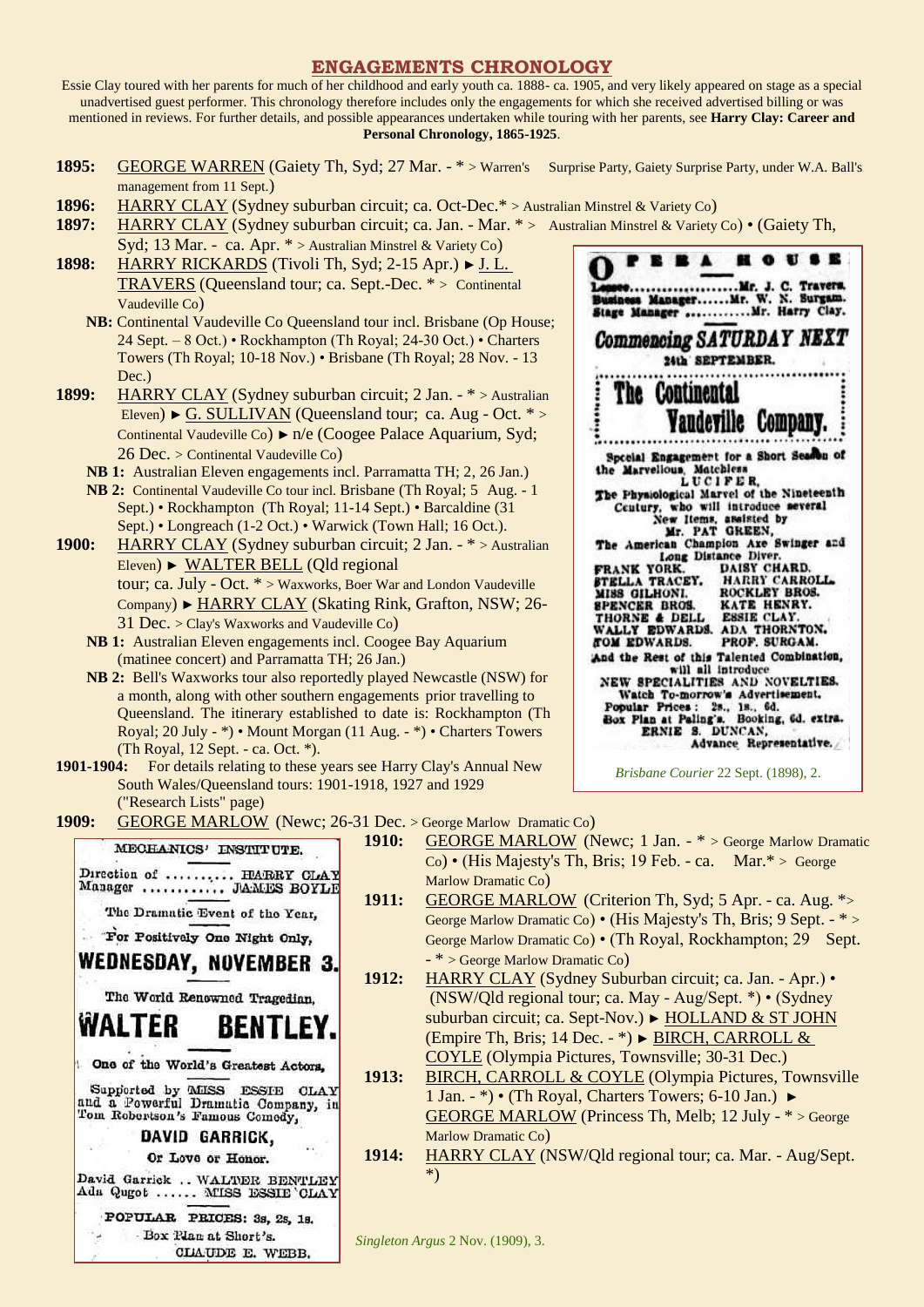## ENGAGEMENTS CHRONOLOGY

Essie Clay toured with her parents for much of her childhood and early youth ca. 1888- ca. 1905, and very likely appeared on stage as a special unadvertised guest performer. This chronology therefore includes only the engagements for which she received advertised billing or was mentioned in reviews. For further details, and possible appearances undertaken while touring with her parents, see **Harry Clay: Career and Personal Chronology, 1865-1925**.

**1895:** GEORGE WARREN (Gaiety Th, Syd; 27 Mar. - * > Warren's Surprise Party, Gaiety Surprise Party, under W.A. Ball's management from 11 Sept.)

**1896:** HARRY CLAY (Sydney suburban circuit; ca. Oct-Dec.* > Australian Minstrel & Variety Co)

**1897:** HARRY CLAY (Sydney suburban circuit; ca. Jan. - Mar. * > Australian Minstrel & Variety Co) • (Gaiety Th, Syd; 13 Mar. - ca. Apr. * > Australian Minstrel & Variety Co)

**1898:** HARRY RICKARDS (Tivoli Th, Syd; 2-15 Apr.) ► J. L. TRAVERS (Queensland tour; ca. Sept.-Dec. * > Continental Vaudeville Co)

**NB:** Continental Vaudeville Co Queensland tour incl. Brisbane (Op House; 24 Sept. – 8 Oct.) • Rockhampton (Th Royal; 24-30 Oct.) • Charters Towers (Th Royal; 10-18 Nov.) • Brisbane (Th Royal; 28 Nov. - 13 Dec.)

**1899:** HARRY CLAY (Sydney suburban circuit; 2 Jan. - * > Australian Eleven) ► G. SULLIVAN (Queensland tour; ca. Aug - Oct. * > Continental Vaudeville Co) ► n/e (Coogee Palace Aquarium, Syd; 26 Dec. > Continental Vaudeville Co)

**NB 1:** Australian Eleven engagements incl. Parramatta TH; 2, 26 Jan.)

**NB 2:** Continental Vaudeville Co tour incl. Brisbane (Th Royal; 5 Aug. - 1 Sept.) • Rockhampton (Th Royal; 11-14 Sept.) • Barcaldine (31 Sept.) • Longreach (1-2 Oct.) • Warwick (Town Hall; 16 Oct.).

**1900:** HARRY CLAY (Sydney suburban circuit; 2 Jan. - * > Australian Eleven) ► WALTER BELL (Qld regional tour; ca. July - Oct. * > Waxworks, Boer War and London Vaudeville Company) ► HARRY CLAY (Skating Rink, Grafton, NSW; 26-31 Dec. > Clay's Waxworks and Vaudeville Co)

**NB 1:** Australian Eleven engagements incl. Coogee Bay Aquarium (matinee concert) and Parramatta TH; 26 Jan.)

**NB 2:** Bell's Waxworks tour also reportedly played Newcastle (NSW) for a month, along with other southern engagements prior travelling to Queensland. The itinerary established to date is: Rockhampton (Th Royal; 20 July - *) • Mount Morgan (11 Aug. - *) • Charters Towers (Th Royal, 12 Sept. - ca. Oct. *).

**1901-1904:** For details relating to these years see Harry Clay's Annual New South Wales/Queensland tours: 1901-1918, 1927 and 1929 ("Research Lists" page)

OPERA HOUSE

Lessee.....................Mr. J. C. Travers.
Business Manager......Mr. W. N. Surgam.
Stage Manager ............Mr. Harry Clay.

Commencing SATURDAY NEXT
24th SEPTEMBER.

The Continental Vaudeville Company.

Special Engagement for a Short Season of the Marvellous, Matchless LUCIFER,
The Physiological Marvel of the Nineteenth Century, who will introduce several New Items, assisted by Mr. PAT GREEN,
The American Champion Axe Swinger and Long Distance Diver.

FRANK YORK. DAISY CHARD.
STELLA TRACEY. HARRY CARROLL.
MISS GILHONI. ROCKLEY BROS.
SPENCER BROS. KATE HENRY.
THORNE & DELL ESSIE CLAY.
WALLY EDWARDS. ADA THORNTON.
TOM EDWARDS. PROF. SURGAM.

And the Rest of this Talented Combination, will all introduce
NEW SPECIALITIES AND NOVELTIES.
Watch To-morrow's Advertisement.
Popular Prices: 2s., 1s., 6d.
Box Plan at Paling's. Booking, 6d. extra.
ERNIE S. DUNCAN, Advance Representative.

*Brisbane Courier* 22 Sept. (1898), 2.

**1909:** GEORGE MARLOW (Newc; 26-31 Dec. > George Marlow Dramatic Co)

**1910:** GEORGE MARLOW (Newc; 1 Jan. - * > George Marlow Dramatic Co) • (His Majesty's Th, Bris; 19 Feb. - ca. Mar.* > George Marlow Dramatic Co)

**1911:** GEORGE MARLOW (Criterion Th, Syd; 5 Apr. - ca. Aug. *> George Marlow Dramatic Co) • (His Majesty's Th, Bris; 9 Sept. - * > George Marlow Dramatic Co) • (Th Royal, Rockhampton; 29 Sept. - * > George Marlow Dramatic Co)

**1912:** HARRY CLAY (Sydney Suburban circuit; ca. Jan. - Apr.) • (NSW/Qld regional tour; ca. May - Aug/Sept. *) • (Sydney suburban circuit; ca. Sept-Nov.) ► HOLLAND & ST JOHN (Empire Th, Bris; 14 Dec. - *) ► BIRCH, CARROLL & COYLE (Olympia Pictures, Townsville; 30-31 Dec.)

**1913:** BIRCH, CARROLL & COYLE (Olympia Pictures, Townsville 1 Jan. - *) • (Th Royal, Charters Towers; 6-10 Jan.) ► GEORGE MARLOW (Princess Th, Melb; 12 July - * > George Marlow Dramatic Co)

**1914:** HARRY CLAY (NSW/Qld regional tour; ca. Mar. - Aug/Sept. *)

MECHANICS' INSTITUTE.

Direction of .......... HARRY CLAY
Manager ........... JAMES BOYLE

The Dramatic Event of the Year,
For Positively One Night Only,

WEDNESDAY, NOVEMBER 3.

The World Renowned Tragedian,

WALTER BENTLEY.

One of the World's Greatest Actors,

Supported by MISS ESSIE CLAY and a Powerful Dramatic Company, in Tom Robertson's Famous Comedy,

DAVID GARRICK,
Or Love or Honor.

David Garrick .. WALTER BENTLEY
Ada Ingot ...... MISS ESSIE CLAY

POPULAR PRICES: 3s, 2s, 1s.
Box Plan at Short's.
CLAUDE E. WEBB.

*Singleton Argus* 2 Nov. (1909), 3.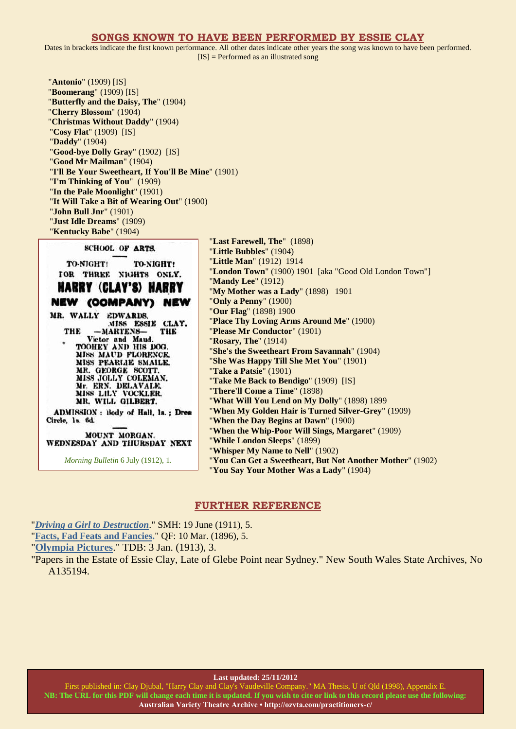## SONGS KNOWN TO HAVE BEEN PERFORMED BY ESSIE CLAY

Dates in brackets indicate the first known performance. All other dates indicate other years the song was known to have been performed.
[IS] = Performed as an illustrated song

"**Antonio**" (1909) [IS]
"**Boomerang**" (1909) [IS]
"**Butterfly and the Daisy, The**" (1904)
"**Cherry Blossom**" (1904)
"**Christmas Without Daddy**" (1904)
"**Cosy Flat**" (1909) [IS]
"**Daddy**" (1904)
"**Good-bye Dolly Gray**" (1902) [IS]
"**Good Mr Mailman**" (1904)
"**I'll Be Your Sweetheart, If You'll Be Mine**" (1901)
"**I'm Thinking of You**" (1909)
"**In the Pale Moonlight**" (1901)
"**It Will Take a Bit of Wearing Out**" (1900)
"**John Bull Jnr**" (1901)
"**Just Idle Dreams**" (1909)
"**Kentucky Babe**" (1904)
"**Last Farewell, The**" (1898)
"**Little Bubbles**" (1904)
"**Little Man**" (1912) 1914
"**London Town**" (1900) 1901 [aka "Good Old London Town"]
"**Mandy Lee**" (1912)
"**My Mother was a Lady**" (1898) 1901
"**Only a Penny**" (1900)
"**Our Flag**" (1898) 1900
"**Place Thy Loving Arms Around Me**" (1900)
"**Please Mr Conductor**" (1901)
"**Rosary, The**" (1914)
"**She's the Sweetheart From Savannah**" (1904)
"**She Was Happy Till She Met You**" (1901)
"**Take a Patsie**" (1901)
"**Take Me Back to Bendigo**" (1909) [IS]
"**There'll Come a Time**" (1898)
"**What Will You Lend on My Dolly**" (1898) 1899
"**When My Golden Hair is Turned Silver-Grey**" (1909)
"**When the Day Begins at Dawn**" (1900)
"**When the Whip-Poor Will Sings, Margaret**" (1909)
"**While London Sleeps**" (1899)
"**Whisper My Name to Nell**" (1902)
"**You Can Get a Sweetheart, But Not Another Mother**" (1902)
"**You Say Your Mother Was a Lady**" (1904)

SCHOOL OF ARTS.
TO-NIGHT! TO-NIGHT!
FOR THREE NIGHTS ONLY.
HARRY (CLAY'S) HARRY
NEW (COMPANY) NEW
MR. WALLY EDWARDS.
MISS ESSIE CLAY.
THE —MARTENS— THE
Victor and Maud.
TOOHEY AND HIS DOG.
MISS MAUD FLORENCE.
MISS PEARLIE SMAILE.
MR. GEORGE SCOTT.
MISS JOLLY COLEMAN.
Mr. ERN. DELAVALE.
MISS LILY VOCKLER.
MR. WILL GILBERT.
ADMISSION: Body of Hall, 1s.; Dress Circle, 1s. 6d.
MOUNT MORGAN.
WEDNESDAY AND THURSDAY NEXT

*Morning Bulletin* 6 July (1912), 1.

## FURTHER REFERENCE

"*Driving a Girl to Destruction*." SMH: 19 June (1911), 5.
"Facts, Fad Feats and Fancies." QF: 10 Mar. (1896), 5.
"Olympia Pictures." TDB: 3 Jan. (1913), 3.
"Papers in the Estate of Essie Clay, Late of Glebe Point near Sydney." New South Wales State Archives, No A135194.

**Last updated: 25/11/2012**
First published in: Clay Djubal, "Harry Clay and Clay's Vaudeville Company." MA Thesis, U of Qld (1998), Appendix E.
**NB: The URL for this PDF will change each time it is updated. If you wish to cite or link to this record please use the following:**
**Australian Variety Theatre Archive • http://ozvta.com/practitioners-c/**